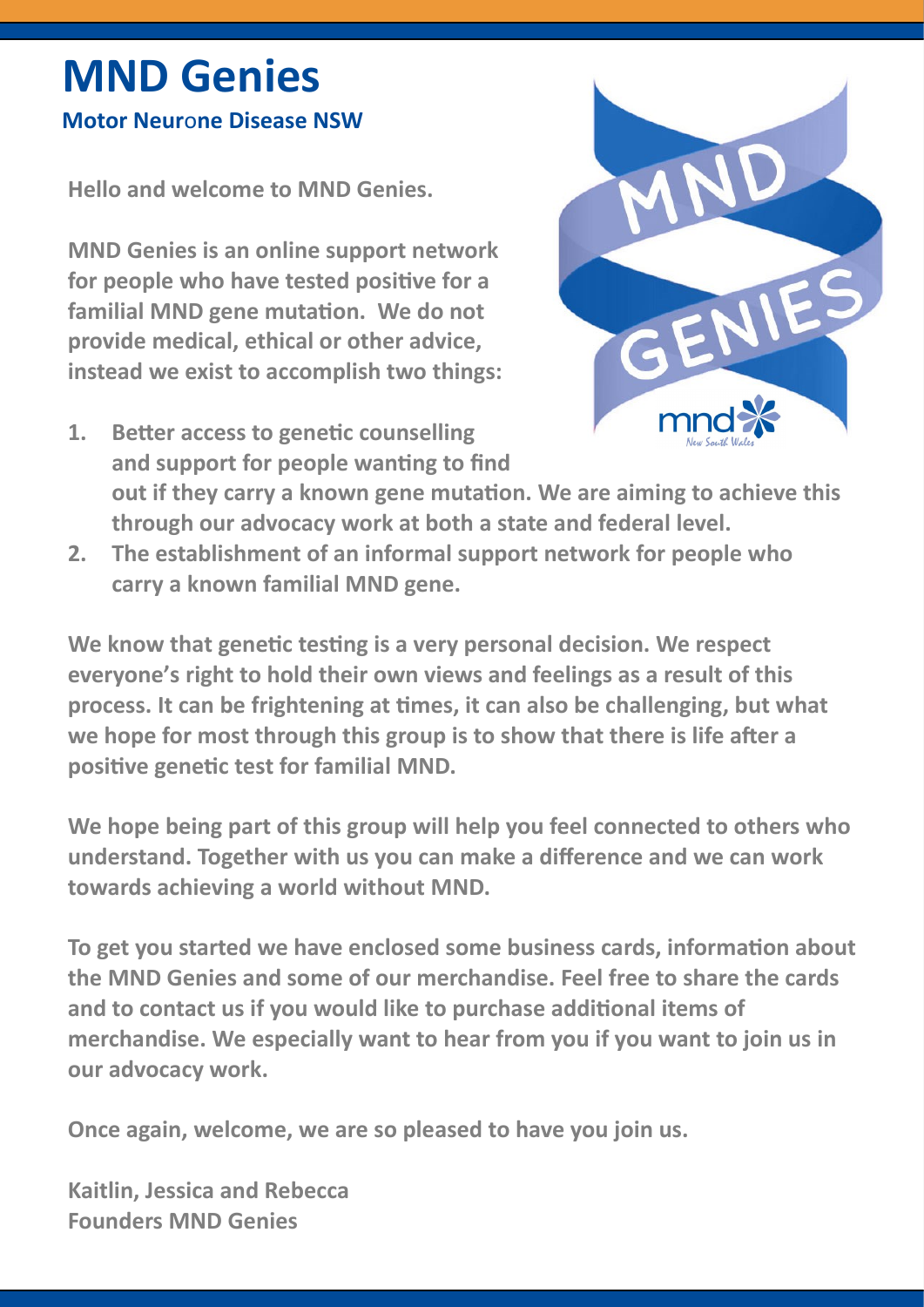# MND Genies

**Motor Neurone Disease NSW**

**Hello and welcome to MND Genies.**

**MND Genies is an online support network for people who have tested positive for a familial MND gene mutation. We do not provide medical, ethical or other advice, instead we exist to accomplish two things:**

1. **Better access to genetic counselling and support for people wanting to find out if they carry a known gene mutation. We are aiming to achieve this through our advocacy work at both a state and federal level.**
2. **The establishment of an informal support network for people who carry a known familial MND gene.**

**We know that genetic testing is a very personal decision. We respect everyone's right to hold their own views and feelings as a result of this process. It can be frightening at times, it can also be challenging, but what we hope for most through this group is to show that there is life after a positive genetic test for familial MND.**

**We hope being part of this group will help you feel connected to others who understand. Together with us you can make a difference and we can work towards achieving a world without MND.**

**To get you started we have enclosed some business cards, information about the MND Genies and some of our merchandise. Feel free to share the cards and to contact us if you would like to purchase additional items of merchandise. We especially want to hear from you if you want to join us in our advocacy work.**

**Once again, welcome, we are so pleased to have you join us.**

**Kaitlin, Jessica and Rebecca**
**Founders MND Genies**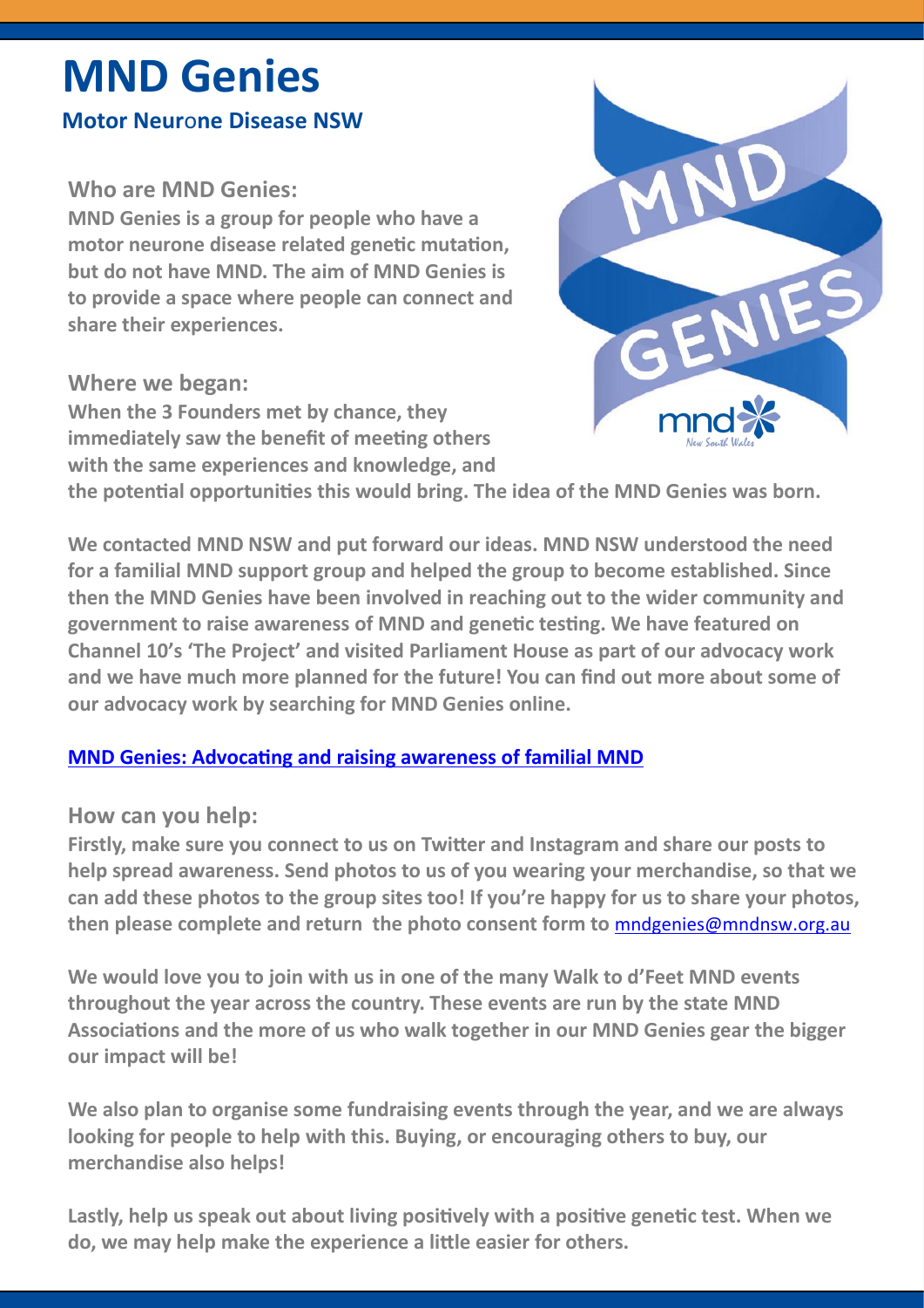# MND Genies

**Motor Neurone Disease NSW**

## Who are MND Genies:

**MND Genies is a group for people who have a motor neurone disease related genetic mutation, but do not have MND. The aim of MND Genies is to provide a space where people can connect and share their experiences.**

## Where we began:

**When the 3 Founders met by chance, they immediately saw the benefit of meeting others with the same experiences and knowledge, and the potential opportunities this would bring. The idea of the MND Genies was born.**

**We contacted MND NSW and put forward our ideas. MND NSW understood the need for a familial MND support group and helped the group to become established. Since then the MND Genies have been involved in reaching out to the wider community and government to raise awareness of MND and genetic testing. We have featured on Channel 10's 'The Project' and visited Parliament House as part of our advocacy work and we have much more planned for the future! You can find out more about some of our advocacy work by searching for MND Genies online.**

**[MND Genies: Advocating and raising awareness of familial MND]()**

## How can you help:

**Firstly, make sure you connect to us on Twitter and Instagram and share our posts to help spread awareness. Send photos to us of you wearing your merchandise, so that we can add these photos to the group sites too! If you're happy for us to share your photos, then please complete and return the photo consent form to** mndgenies@mndnsw.org.au

**We would love you to join with us in one of the many Walk to d'Feet MND events throughout the year across the country. These events are run by the state MND Associations and the more of us who walk together in our MND Genies gear the bigger our impact will be!**

**We also plan to organise some fundraising events through the year, and we are always looking for people to help with this. Buying, or encouraging others to buy, our merchandise also helps!**

**Lastly, help us speak out about living positively with a positive genetic test. When we do, we may help make the experience a little easier for others.**